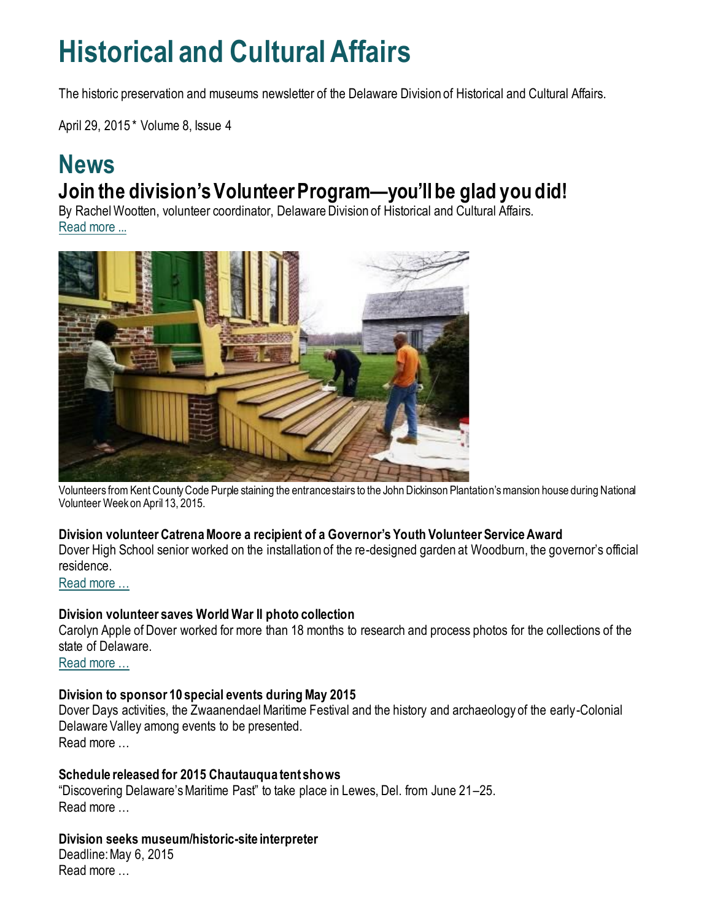# Historical and Cultural Affairs

The historic preservation and museums newsletter of the Delaware Division of Historical and Cultural Affairs.

April 29, 2015 * Volume 8, Issue 4

# News

## Join the division's Volunteer Program—you'll be glad you did!

By Rachel Wootten, volunteer coordinator, Delaware Division of Historical and Cultural Affairs.
Read more ...

Volunteers from Kent County Code Purple staining the entrance stairs to the John Dickinson Plantation's mansion house during National Volunteer Week on April 13, 2015.

### Division volunteer Catrena Moore a recipient of a Governor's Youth Volunteer Service Award

Dover High School senior worked on the installation of the re-designed garden at Woodburn, the governor's official residence.
Read more …

### Division volunteer saves World War II photo collection

Carolyn Apple of Dover worked for more than 18 months to research and process photos for the collections of the state of Delaware.
Read more …

### Division to sponsor 10 special events during May 2015

Dover Days activities, the Zwaanendael Maritime Festival and the history and archaeology of the early-Colonial Delaware Valley among events to be presented.
Read more …

### Schedule released for 2015 Chautauqua tent shows

"Discovering Delaware's Maritime Past" to take place in Lewes, Del. from June 21–25.
Read more …

### Division seeks museum/historic-site interpreter

Deadline: May 6, 2015
Read more …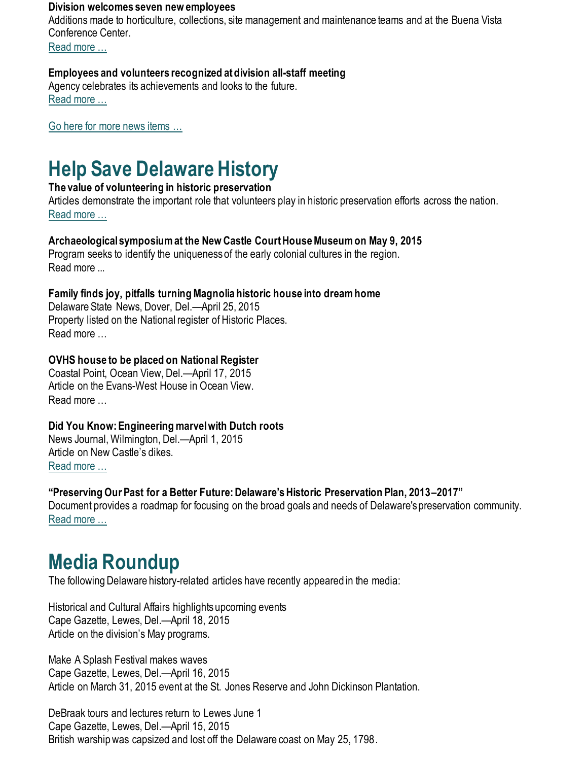**Division welcomes seven new employees**
Additions made to horticulture, collections, site management and maintenance teams and at the Buena Vista Conference Center.
Read more …

**Employees and volunteers recognized at division all-staff meeting**
Agency celebrates its achievements and looks to the future.
Read more …

Go here for more news items …

# Help Save Delaware History

**The value of volunteering in historic preservation**
Articles demonstrate the important role that volunteers play in historic preservation efforts across the nation.
Read more …

**Archaeological symposium at the New Castle Court House Museum on May 9, 2015**
Program seeks to identify the uniqueness of the early colonial cultures in the region.
Read more ...

**Family finds joy, pitfalls turning Magnolia historic house into dream home**
Delaware State News, Dover, Del.—April 25, 2015
Property listed on the National register of Historic Places.
Read more …

**OVHS house to be placed on National Register**
Coastal Point, Ocean View, Del.—April 17, 2015
Article on the Evans-West House in Ocean View.
Read more …

**Did You Know: Engineering marvel with Dutch roots**
News Journal, Wilmington, Del.—April 1, 2015
Article on New Castle's dikes.
Read more …

**"Preserving Our Past for a Better Future: Delaware's Historic Preservation Plan, 2013–2017"**
Document provides a roadmap for focusing on the broad goals and needs of Delaware's preservation community.
Read more …

# Media Roundup

The following Delaware history-related articles have recently appeared in the media:

Historical and Cultural Affairs highlights upcoming events
Cape Gazette, Lewes, Del.—April 18, 2015
Article on the division's May programs.

Make A Splash Festival makes waves
Cape Gazette, Lewes, Del.—April 16, 2015
Article on March 31, 2015 event at the St. Jones Reserve and John Dickinson Plantation.

DeBraak tours and lectures return to Lewes June 1
Cape Gazette, Lewes, Del.—April 15, 2015
British warship was capsized and lost off the Delaware coast on May 25, 1798.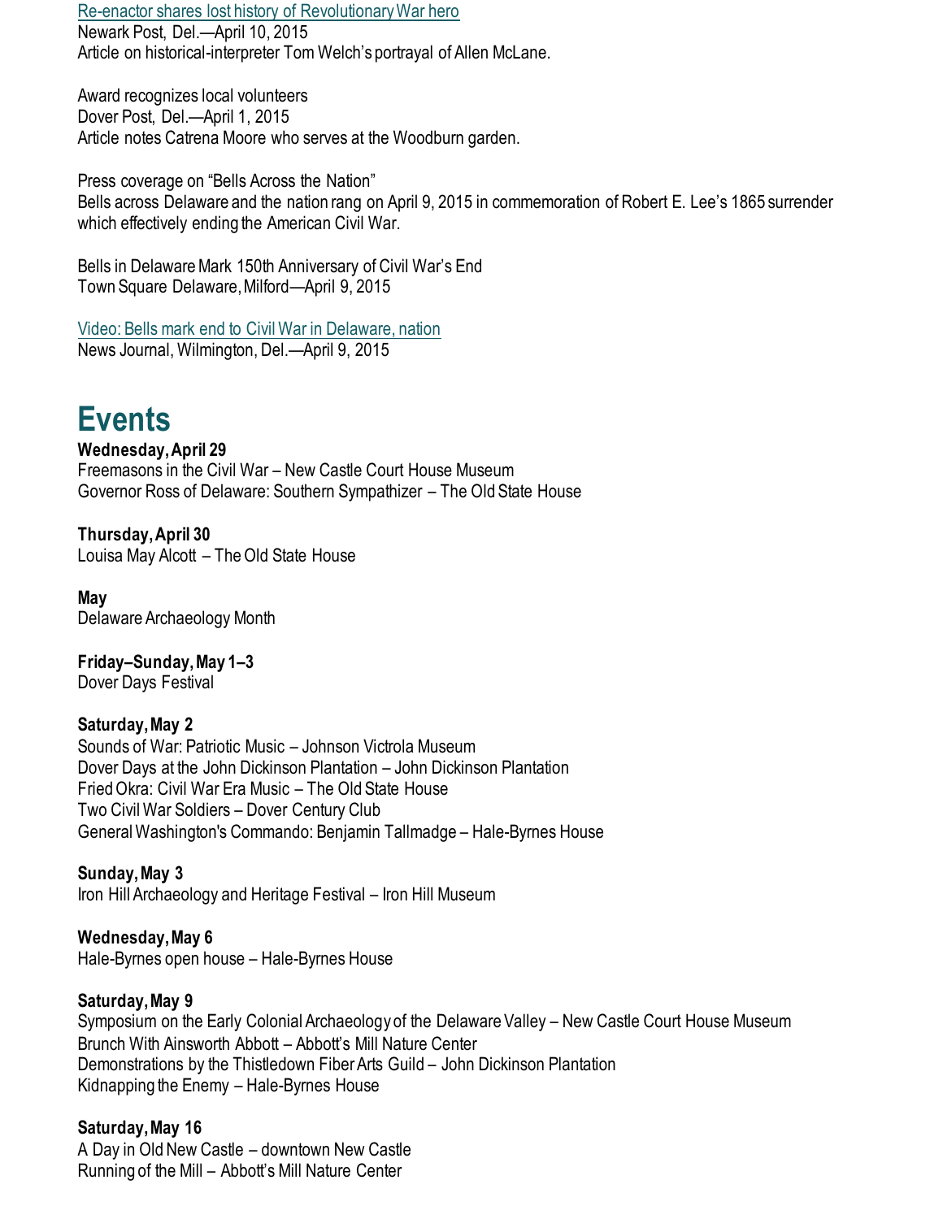Re-enactor shares lost history of Revolutionary War hero
Newark Post, Del.—April 10, 2015
Article on historical-interpreter Tom Welch's portrayal of Allen McLane.

Award recognizes local volunteers
Dover Post, Del.—April 1, 2015
Article notes Catrena Moore who serves at the Woodburn garden.

Press coverage on "Bells Across the Nation"
Bells across Delaware and the nation rang on April 9, 2015 in commemoration of Robert E. Lee's 1865 surrender which effectively ending the American Civil War.

Bells in Delaware Mark 150th Anniversary of Civil War's End
Town Square Delaware, Milford—April 9, 2015

Video: Bells mark end to Civil War in Delaware, nation
News Journal, Wilmington, Del.—April 9, 2015

# Events

**Wednesday, April 29**
Freemasons in the Civil War – New Castle Court House Museum
Governor Ross of Delaware: Southern Sympathizer – The Old State House

**Thursday, April 30**
Louisa May Alcott – The Old State House

**May**
Delaware Archaeology Month

**Friday–Sunday, May 1–3**
Dover Days Festival

**Saturday, May 2**
Sounds of War: Patriotic Music – Johnson Victrola Museum
Dover Days at the John Dickinson Plantation – John Dickinson Plantation
Fried Okra: Civil War Era Music – The Old State House
Two Civil War Soldiers – Dover Century Club
General Washington's Commando: Benjamin Tallmadge – Hale-Byrnes House

**Sunday, May 3**
Iron Hill Archaeology and Heritage Festival – Iron Hill Museum

**Wednesday, May 6**
Hale-Byrnes open house – Hale-Byrnes House

**Saturday, May 9**
Symposium on the Early Colonial Archaeology of the Delaware Valley – New Castle Court House Museum
Brunch With Ainsworth Abbott – Abbott's Mill Nature Center
Demonstrations by the Thistledown Fiber Arts Guild – John Dickinson Plantation
Kidnapping the Enemy – Hale-Byrnes House

**Saturday, May 16**
A Day in Old New Castle – downtown New Castle
Running of the Mill – Abbott's Mill Nature Center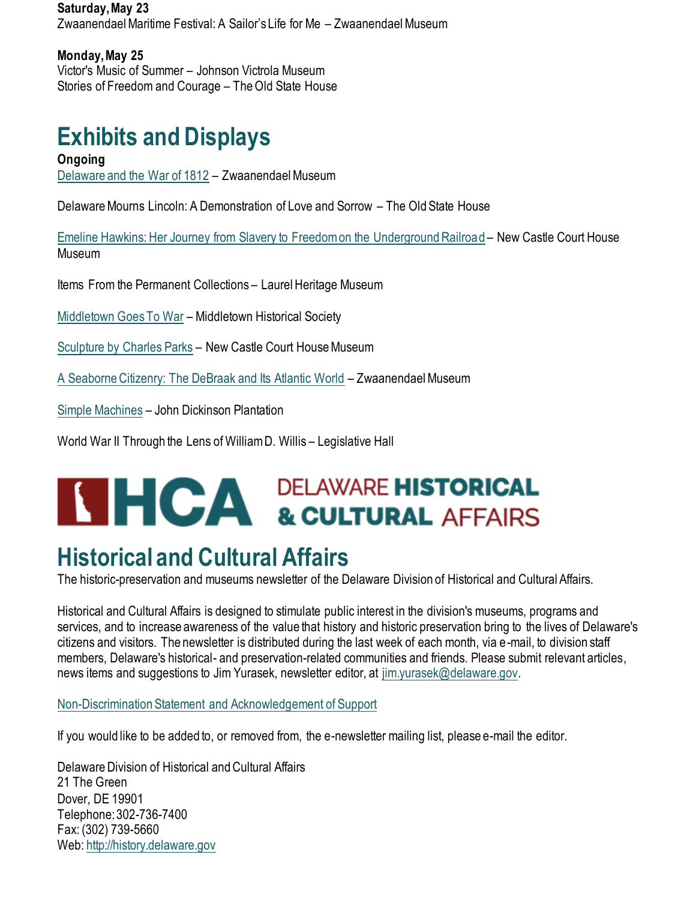**Saturday, May 23**
Zwaanendael Maritime Festival: A Sailor's Life for Me – Zwaanendael Museum

**Monday, May 25**
Victor's Music of Summer – Johnson Victrola Museum
Stories of Freedom and Courage – The Old State House

## Exhibits and Displays

**Ongoing**
Delaware and the War of 1812 – Zwaanendael Museum

Delaware Mourns Lincoln: A Demonstration of Love and Sorrow – The Old State House

Emeline Hawkins: Her Journey from Slavery to Freedom on the Underground Railroad – New Castle Court House Museum

Items From the Permanent Collections – Laurel Heritage Museum

Middletown Goes To War – Middletown Historical Society

Sculpture by Charles Parks – New Castle Court House Museum

A Seaborne Citizenry: The DeBraak and Its Atlantic World – Zwaanendael Museum

Simple Machines – John Dickinson Plantation

World War II Through the Lens of William D. Willis – Legislative Hall

HCA DELAWARE HISTORICAL & CULTURAL AFFAIRS

## Historical and Cultural Affairs

The historic-preservation and museums newsletter of the Delaware Division of Historical and Cultural Affairs.

Historical and Cultural Affairs is designed to stimulate public interest in the division's museums, programs and services, and to increase awareness of the value that history and historic preservation bring to the lives of Delaware's citizens and visitors. The newsletter is distributed during the last week of each month, via e-mail, to division staff members, Delaware's historical- and preservation-related communities and friends. Please submit relevant articles, news items and suggestions to Jim Yurasek, newsletter editor, at jim.yurasek@delaware.gov.

Non-Discrimination Statement and Acknowledgement of Support

If you would like to be added to, or removed from, the e-newsletter mailing list, please e-mail the editor.

Delaware Division of Historical and Cultural Affairs
21 The Green
Dover, DE 19901
Telephone: 302-736-7400
Fax: (302) 739-5660
Web: http://history.delaware.gov